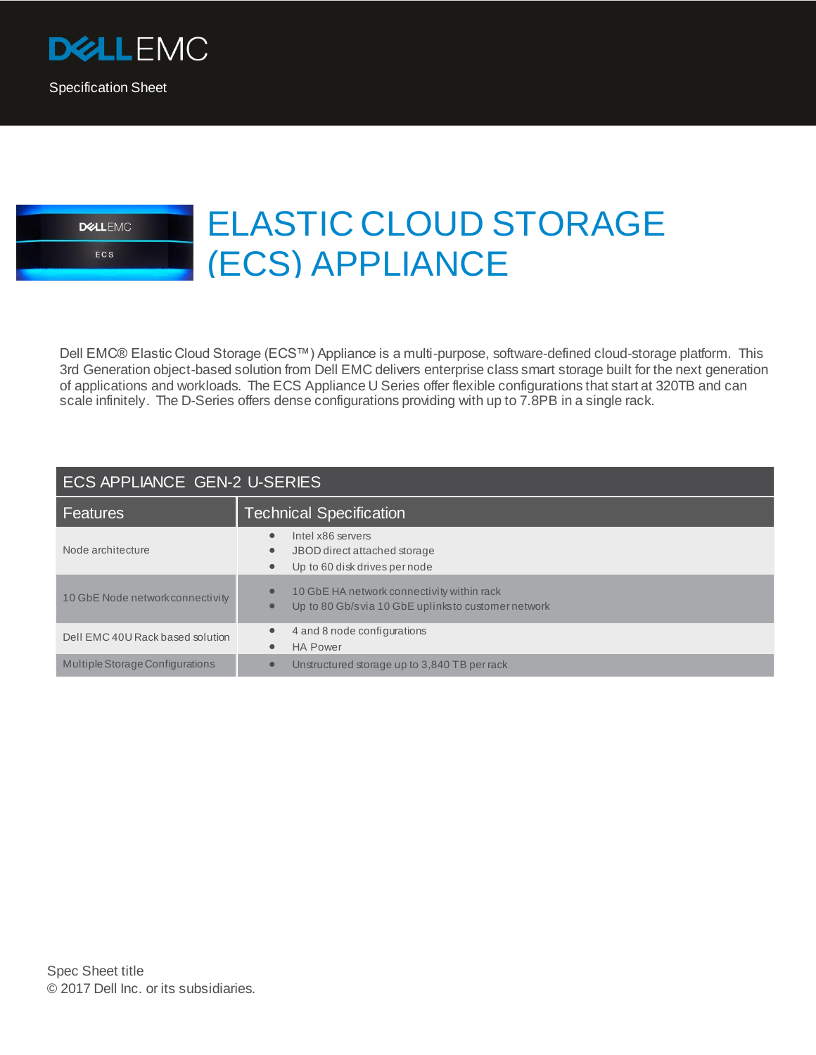Specification Sheet

# ELASTIC CLOUD STORAGE (ECS) APPLIANCE

Dell EMC® Elastic Cloud Storage (ECS™) Appliance is a multi-purpose, software-defined cloud-storage platform. This 3rd Generation object-based solution from Dell EMC delivers enterprise class smart storage built for the next generation of applications and workloads. The ECS Appliance U Series offer flexible configurations that start at 320TB and can scale infinitely. The D-Series offers dense configurations providing with up to 7.8PB in a single rack.

| ECS APPLIANCE GEN-2 U-SERIES | |
|---|---|
| **Features** | **Technical Specification** |
| Node architecture | • Intel x86 servers<br>• JBOD direct attached storage<br>• Up to 60 disk drives per node |
| 10 GbE Node network connectivity | • 10 GbE HA network connectivity within rack<br>• Up to 80 Gb/s via 10 GbE uplinks to customer network |
| Dell EMC 40U Rack based solution | • 4 and 8 node configurations<br>• HA Power |
| Multiple Storage Configurations | • Unstructured storage up to 3,840 TB per rack |

Spec Sheet title
© 2017 Dell Inc. or its subsidiaries.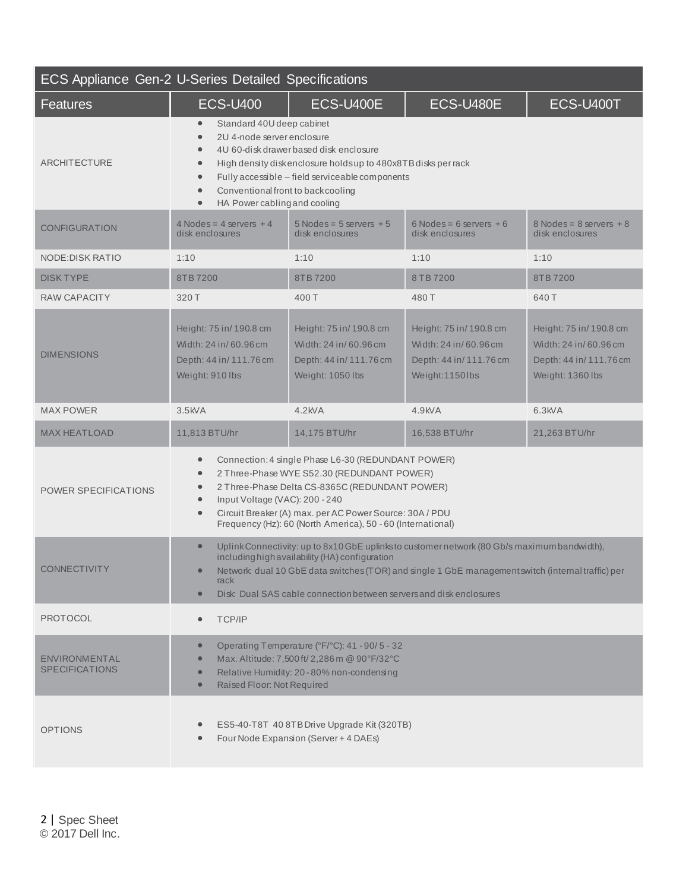| ECS Appliance Gen-2 U-Series Detailed Specifications | | | | |
|---|---|---|---|---|
| **Features** | **ECS-U400** | **ECS-U400E** | **ECS-U480E** | **ECS-U400T** |
| ARCHITECTURE | • Standard 40U deep cabinet<br>• 2U 4-node server enclosure<br>• 4U 60-disk drawer based disk enclosure<br>• High density disk enclosure holds up to 480x8TB disks per rack<br>• Fully accessible – field serviceable components<br>• Conventional front to back cooling<br>• HA Power cabling and cooling | | | |
| CONFIGURATION | 4 Nodes = 4 servers + 4 disk enclosures | 5 Nodes = 5 servers + 5 disk enclosures | 6 Nodes = 6 servers + 6 disk enclosures | 8 Nodes = 8 servers + 8 disk enclosures |
| NODE:DISK RATIO | 1:10 | 1:10 | 1:10 | 1:10 |
| DISK TYPE | 8TB 7200 | 8TB 7200 | 8 TB 7200 | 8TB 7200 |
| RAW CAPACITY | 320 T | 400 T | 480 T | 640 T |
| DIMENSIONS | Height: 75 in/ 190.8 cm<br>Width: 24 in/ 60.96 cm<br>Depth: 44 in/ 111.76 cm<br>Weight: 910 lbs | Height: 75 in/ 190.8 cm<br>Width: 24 in/ 60.96 cm<br>Depth: 44 in/ 111.76 cm<br>Weight: 1050 lbs | Height: 75 in/ 190.8 cm<br>Width: 24 in/ 60.96 cm<br>Depth: 44 in/ 111.76 cm<br>Weight:1150lbs | Height: 75 in/ 190.8 cm<br>Width: 24 in/ 60.96 cm<br>Depth: 44 in/ 111.76 cm<br>Weight: 1360 lbs |
| MAX POWER | 3.5kVA | 4.2kVA | 4.9kVA | 6.3kVA |
| MAX HEATLOAD | 11,813 BTU/hr | 14,175 BTU/hr | 16,538 BTU/hr | 21,263 BTU/hr |
| POWER SPECIFICATIONS | • Connection: 4 single Phase L6-30 (REDUNDANT POWER)<br>• 2 Three-Phase WYE S52.30 (REDUNDANT POWER)<br>• 2 Three-Phase Delta CS-8365C (REDUNDANT POWER)<br>• Input Voltage (VAC): 200 - 240<br>• Circuit Breaker (A) max. per AC Power Source: 30A / PDU<br>Frequency (Hz): 60 (North America), 50 - 60 (International) | | | |
| CONNECTIVITY | • Uplink Connectivity: up to 8x10 GbE uplinks to customer network (80 Gb/s maximum bandwidth), including high availability (HA) configuration<br>• Network: dual 10 GbE data switches (TOR) and single 1 GbE management switch (internal traffic) per rack<br>• Disk: Dual SAS cable connection between servers and disk enclosures | | | |
| PROTOCOL | • TCP/IP | | | |
| ENVIRONMENTAL SPECIFICATIONS | • Operating Temperature (°F/°C): 41 - 90/ 5 - 32<br>• Max. Altitude: 7,500 ft/ 2,286 m @ 90°F/32°C<br>• Relative Humidity: 20 - 80% non-condensing<br>• Raised Floor: Not Required | | | |
| OPTIONS | • ES5-40-T8T 40 8TB Drive Upgrade Kit (320TB)<br>• Four Node Expansion (Server + 4 DAEs) | | | |

Spec Sheet
© 2017 Dell Inc.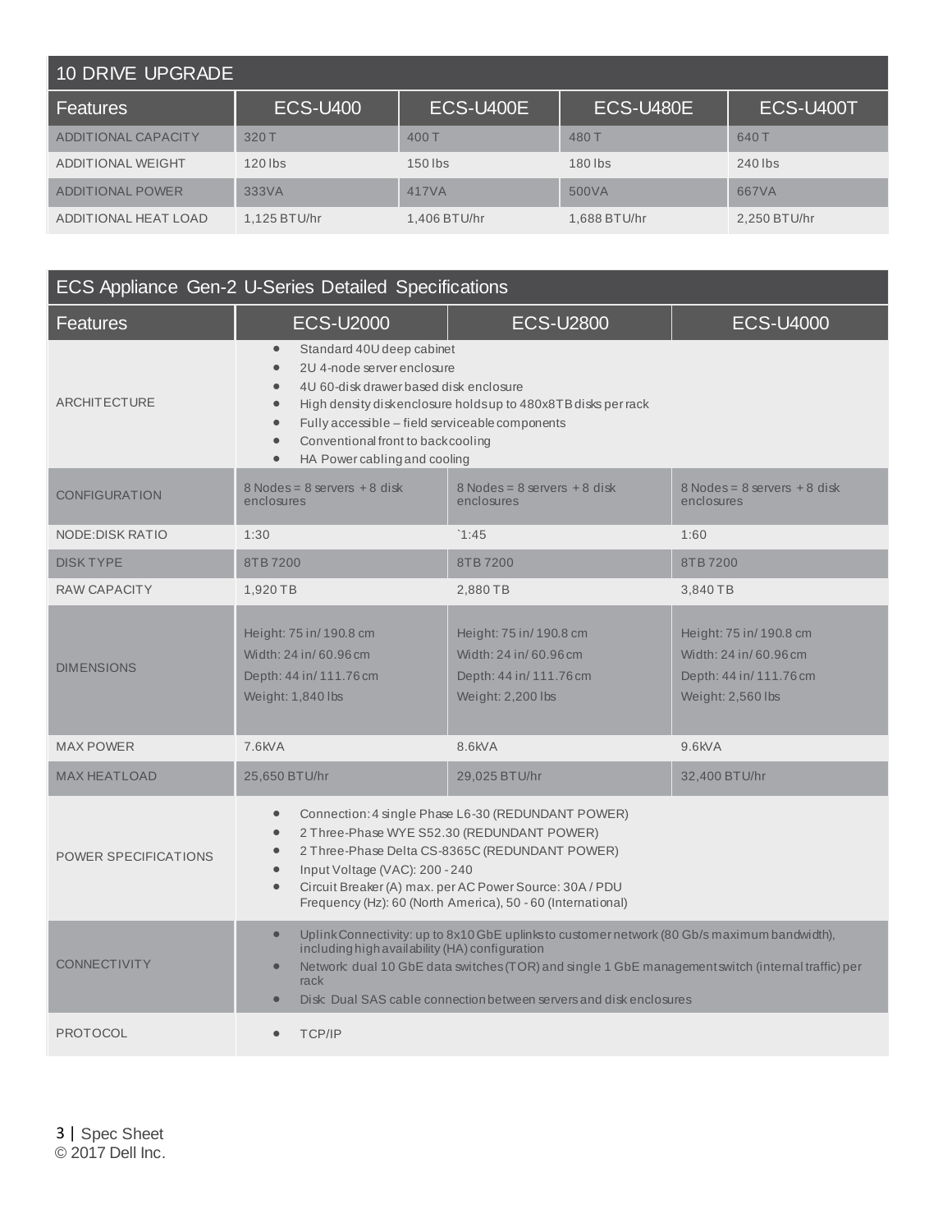| 10 DRIVE UPGRADE | | | | |
|---|---|---|---|---|
| **Features** | **ECS-U400** | **ECS-U400E** | **ECS-U480E** | **ECS-U400T** |
| ADDITIONAL CAPACITY | 320 T | 400 T | 480 T | 640 T |
| ADDITIONAL WEIGHT | 120 lbs | 150 lbs | 180 lbs | 240 lbs |
| ADDITIONAL POWER | 333VA | 417VA | 500VA | 667VA |
| ADDITIONAL HEAT LOAD | 1,125 BTU/hr | 1,406 BTU/hr | 1,688 BTU/hr | 2,250 BTU/hr |

| ECS Appliance Gen-2 U-Series Detailed Specifications | | | |
|---|---|---|---|
| **Features** | **ECS-U2000** | **ECS-U2800** | **ECS-U4000** |
| ARCHITECTURE | • Standard 40U deep cabinet<br>• 2U 4-node server enclosure<br>• 4U 60-disk drawer based disk enclosure<br>• High density disk enclosure holds up to 480x8TB disks per rack<br>• Fully accessible – field serviceable components<br>• Conventional front to back cooling<br>• HA Power cabling and cooling | | |
| CONFIGURATION | 8 Nodes = 8 servers + 8 disk enclosures | 8 Nodes = 8 servers + 8 disk enclosures | 8 Nodes = 8 servers + 8 disk enclosures |
| NODE:DISK RATIO | 1:30 | `1:45 | 1:60 |
| DISK TYPE | 8TB 7200 | 8TB 7200 | 8TB 7200 |
| RAW CAPACITY | 1,920 TB | 2,880 TB | 3,840 TB |
| DIMENSIONS | Height: 75 in/ 190.8 cm<br>Width: 24 in/ 60.96 cm<br>Depth: 44 in/ 111.76 cm<br>Weight: 1,840 lbs | Height: 75 in/ 190.8 cm<br>Width: 24 in/ 60.96 cm<br>Depth: 44 in/ 111.76 cm<br>Weight: 2,200 lbs | Height: 75 in/ 190.8 cm<br>Width: 24 in/ 60.96 cm<br>Depth: 44 in/ 111.76 cm<br>Weight: 2,560 lbs |
| MAX POWER | 7.6kVA | 8.6kVA | 9.6kVA |
| MAX HEATLOAD | 25,650 BTU/hr | 29,025 BTU/hr | 32,400 BTU/hr |
| POWER SPECIFICATIONS | • Connection: 4 single Phase L6-30 (REDUNDANT POWER)<br>• 2 Three-Phase WYE S52.30 (REDUNDANT POWER)<br>• 2 Three-Phase Delta CS-8365C (REDUNDANT POWER)<br>• Input Voltage (VAC): 200 - 240<br>• Circuit Breaker (A) max. per AC Power Source: 30A / PDU<br>Frequency (Hz): 60 (North America), 50 - 60 (International) | | |
| CONNECTIVITY | • Uplink Connectivity: up to 8x10 GbE uplinks to customer network (80 Gb/s maximum bandwidth), including high availability (HA) configuration<br>• Network: dual 10 GbE data switches (TOR) and single 1 GbE management switch (internal traffic) per rack<br>• Disk: Dual SAS cable connection between servers and disk enclosures | | |
| PROTOCOL | • TCP/IP | | |

© 2017 Dell Inc.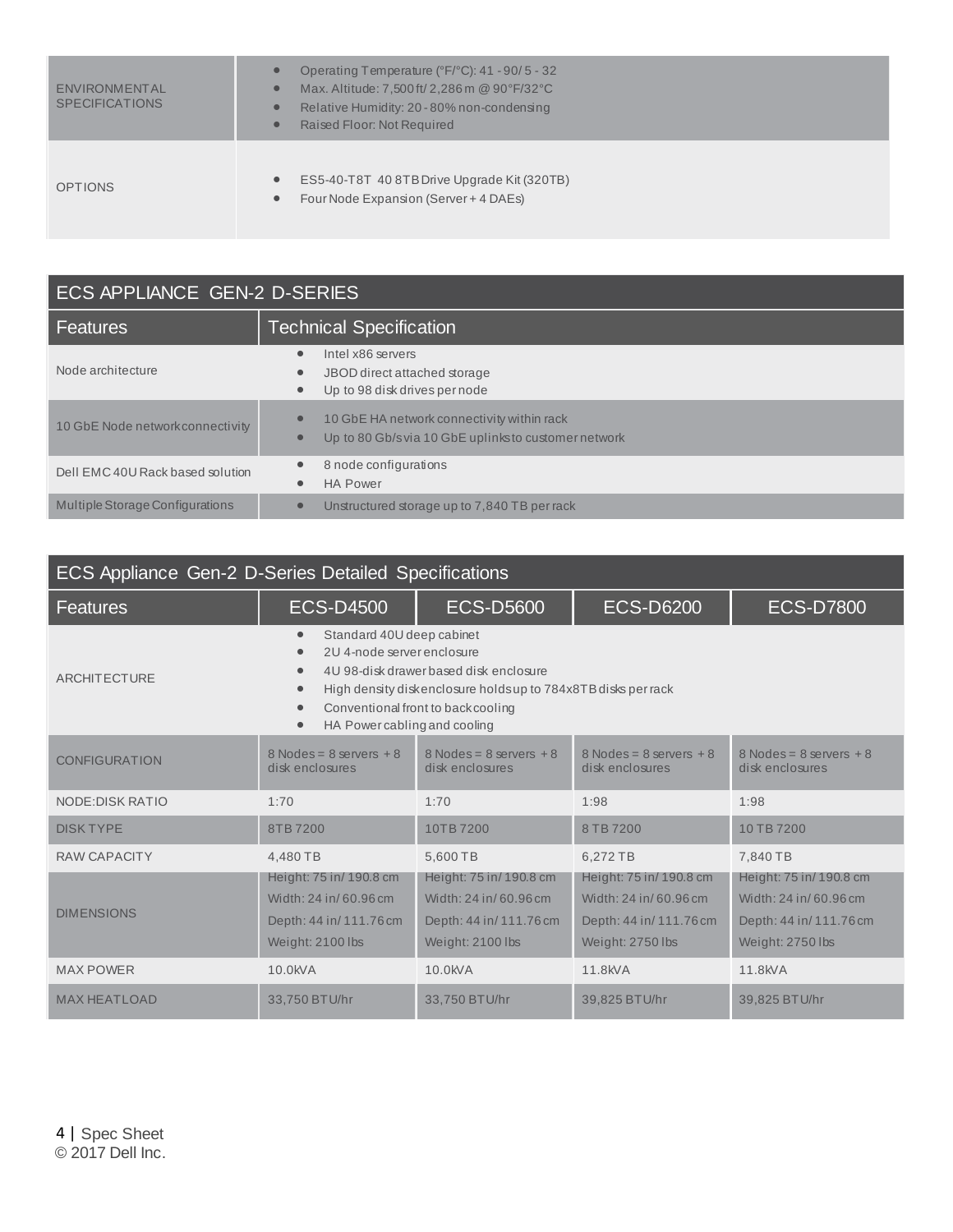| | |
|---|---|
| ENVIRONMENTAL SPECIFICATIONS | • Operating Temperature (°F/°C): 41 - 90/ 5 - 32<br>• Max. Altitude: 7,500 ft/ 2,286 m @ 90°F/32°C<br>• Relative Humidity: 20 - 80% non-condensing<br>• Raised Floor: Not Required |
| OPTIONS | • ES5-40-T8T 40 8TB Drive Upgrade Kit (320TB)<br>• Four Node Expansion (Server + 4 DAEs) |

| ECS APPLIANCE GEN-2 D-SERIES | |
|---|---|
| **Features** | **Technical Specification** |
| Node architecture | • Intel x86 servers<br>• JBOD direct attached storage<br>• Up to 98 disk drives per node |
| 10 GbE Node network connectivity | • 10 GbE HA network connectivity within rack<br>• Up to 80 Gb/s via 10 GbE uplinks to customer network |
| Dell EMC 40U Rack based solution | • 8 node configurations<br>• HA Power |
| Multiple Storage Configurations | • Unstructured storage up to 7,840 TB per rack |

| ECS Appliance Gen-2 D-Series Detailed Specifications | | | | |
|---|---|---|---|---|
| **Features** | **ECS-D4500** | **ECS-D5600** | **ECS-D6200** | **ECS-D7800** |
| ARCHITECTURE | • Standard 40U deep cabinet<br>• 2U 4-node server enclosure<br>• 4U 98-disk drawer based disk enclosure<br>• High density disk enclosure holds up to 784x8TB disks per rack<br>• Conventional front to back cooling<br>• HA Power cabling and cooling | | | |
| CONFIGURATION | 8 Nodes = 8 servers + 8 disk enclosures | 8 Nodes = 8 servers + 8 disk enclosures | 8 Nodes = 8 servers + 8 disk enclosures | 8 Nodes = 8 servers + 8 disk enclosures |
| NODE:DISK RATIO | 1:70 | 1:70 | 1:98 | 1:98 |
| DISK TYPE | 8TB 7200 | 10TB 7200 | 8 TB 7200 | 10 TB 7200 |
| RAW CAPACITY | 4,480 TB | 5,600 TB | 6,272 TB | 7,840 TB |
| DIMENSIONS | Height: 75 in/ 190.8 cm<br>Width: 24 in/ 60.96 cm<br>Depth: 44 in/ 111.76 cm<br>Weight: 2100 lbs | Height: 75 in/ 190.8 cm<br>Width: 24 in/ 60.96 cm<br>Depth: 44 in/ 111.76 cm<br>Weight: 2100 lbs | Height: 75 in/ 190.8 cm<br>Width: 24 in/ 60.96 cm<br>Depth: 44 in/ 111.76 cm<br>Weight: 2750 lbs | Height: 75 in/ 190.8 cm<br>Width: 24 in/ 60.96 cm<br>Depth: 44 in/ 111.76 cm<br>Weight: 2750 lbs |
| MAX POWER | 10.0kVA | 10.0kVA | 11.8kVA | 11.8kVA |
| MAX HEATLOAD | 33,750 BTU/hr | 33,750 BTU/hr | 39,825 BTU/hr | 39,825 BTU/hr |

© 2017 Dell Inc.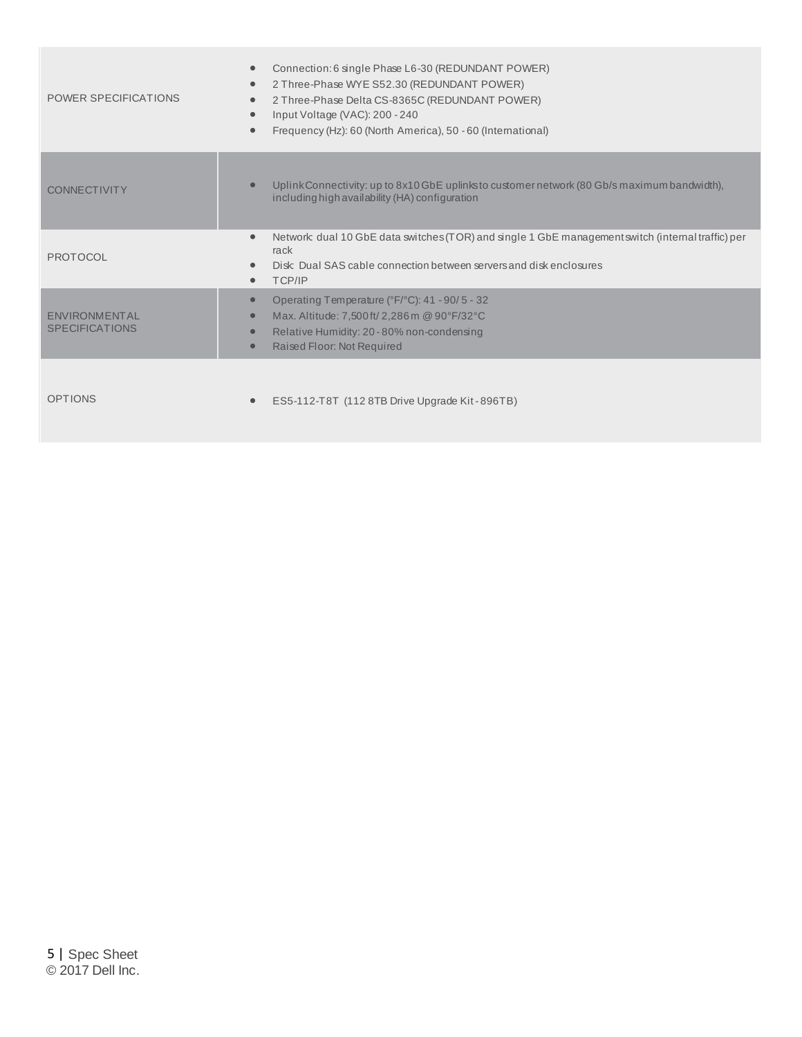| | |
|---|---|
| POWER SPECIFICATIONS | • Connection: 6 single Phase L6-30 (REDUNDANT POWER)<br>• 2 Three-Phase WYE S52.30 (REDUNDANT POWER)<br>• 2 Three-Phase Delta CS-8365C (REDUNDANT POWER)<br>• Input Voltage (VAC): 200 - 240<br>• Frequency (Hz): 60 (North America), 50 - 60 (International) |
| CONNECTIVITY | • Uplink Connectivity: up to 8x10 GbE uplinks to customer network (80 Gb/s maximum bandwidth), including high availability (HA) configuration |
| PROTOCOL | • Network: dual 10 GbE data switches (TOR) and single 1 GbE management switch (internal traffic) per rack<br>• Disk: Dual SAS cable connection between servers and disk enclosures<br>• TCP/IP |
| ENVIRONMENTAL SPECIFICATIONS | • Operating Temperature (°F/°C): 41 - 90/ 5 - 32<br>• Max. Altitude: 7,500 ft/ 2,286 m @ 90°F/32°C<br>• Relative Humidity: 20 - 80% non-condensing<br>• Raised Floor: Not Required |
| OPTIONS | • ES5-112-T8T (112 8TB Drive Upgrade Kit - 896TB) |

© 2017 Dell Inc.